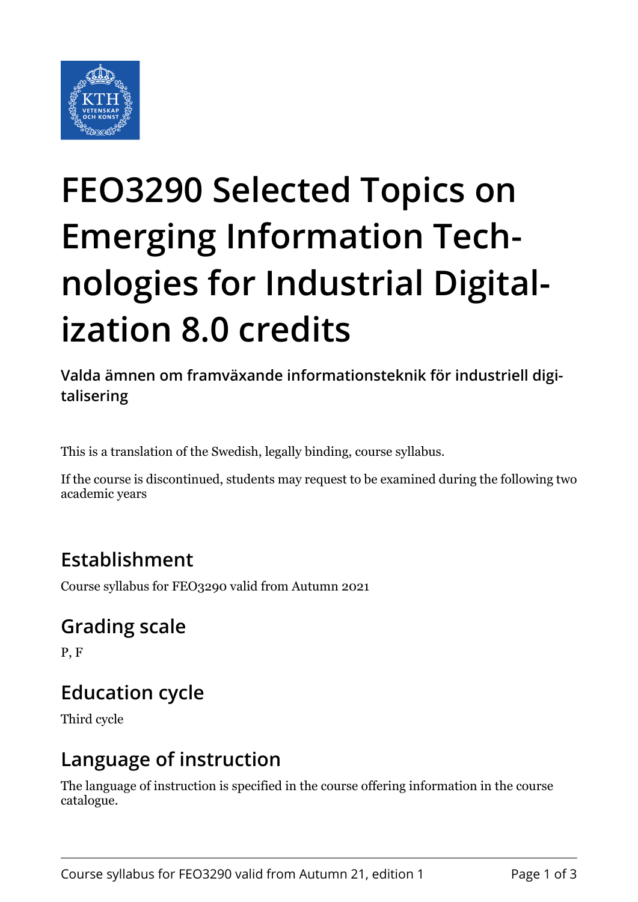# FEO3290 Selected Topics on Emerging Information Technologies for Industrial Digitalization 8.0 credits

**Valda ämnen om framväxande informationsteknik för industriell digitalisering**

This is a translation of the Swedish, legally binding, course syllabus.

If the course is discontinued, students may request to be examined during the following two academic years

## Establishment

Course syllabus for FEO3290 valid from Autumn 2021

## Grading scale

P, F

## Education cycle

Third cycle

## Language of instruction

The language of instruction is specified in the course offering information in the course catalogue.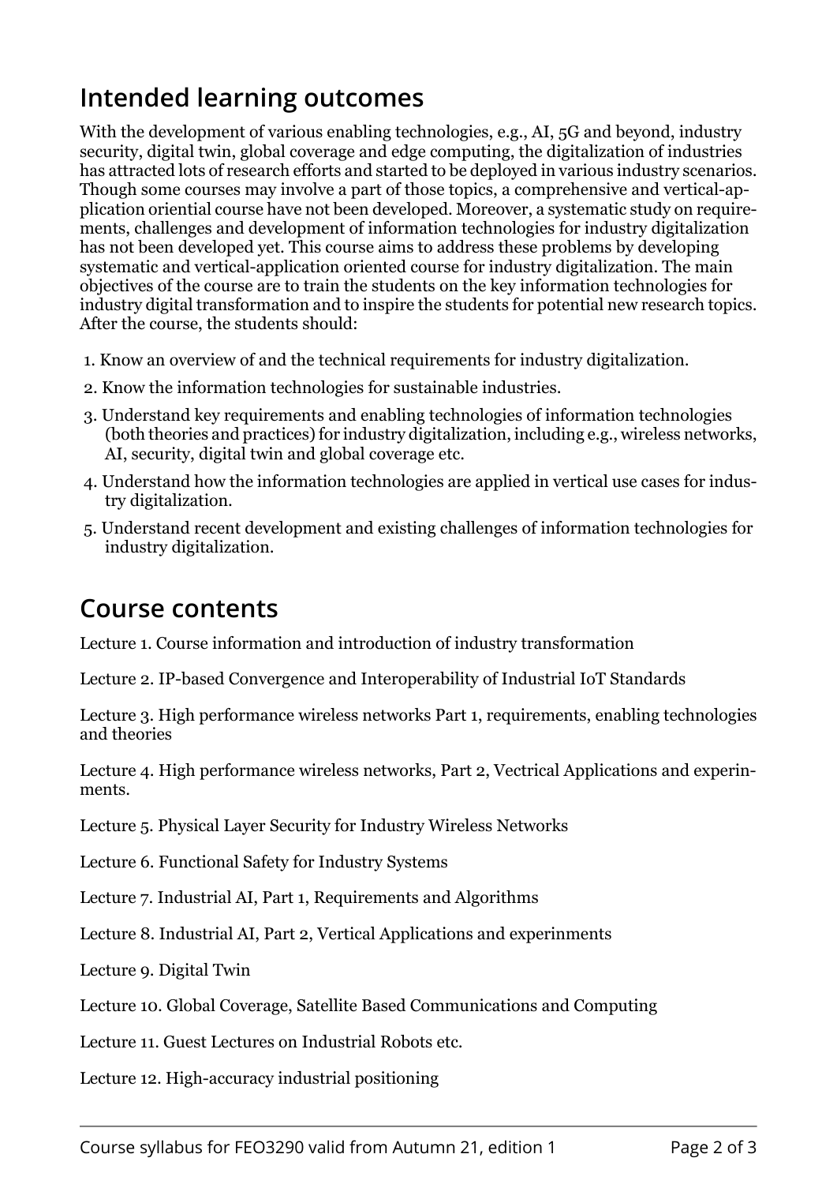## Intended learning outcomes

With the development of various enabling technologies, e.g., AI, 5G and beyond, industry security, digital twin, global coverage and edge computing, the digitalization of industries has attracted lots of research efforts and started to be deployed in various industry scenarios. Though some courses may involve a part of those topics, a comprehensive and vertical-application oriential course have not been developed. Moreover, a systematic study on requirements, challenges and development of information technologies for industry digitalization has not been developed yet. This course aims to address these problems by developing systematic and vertical-application oriented course for industry digitalization. The main objectives of the course are to train the students on the key information technologies for industry digital transformation and to inspire the students for potential new research topics. After the course, the students should:

1. Know an overview of and the technical requirements for industry digitalization.
2. Know the information technologies for sustainable industries.
3. Understand key requirements and enabling technologies of information technologies (both theories and practices) for industry digitalization, including e.g., wireless networks, AI, security, digital twin and global coverage etc.
4. Understand how the information technologies are applied in vertical use cases for industry digitalization.
5. Understand recent development and existing challenges of information technologies for industry digitalization.

## Course contents

Lecture 1. Course information and introduction of industry transformation

Lecture 2. IP-based Convergence and Interoperability of Industrial IoT Standards

Lecture 3. High performance wireless networks Part 1, requirements, enabling technologies and theories

Lecture 4. High performance wireless networks, Part 2, Vectrical Applications and experinments.

Lecture 5. Physical Layer Security for Industry Wireless Networks

Lecture 6. Functional Safety for Industry Systems

Lecture 7. Industrial AI, Part 1, Requirements and Algorithms

Lecture 8. Industrial AI, Part 2, Vertical Applications and experinments

Lecture 9. Digital Twin

Lecture 10. Global Coverage, Satellite Based Communications and Computing

Lecture 11. Guest Lectures on Industrial Robots etc.

Lecture 12. High-accuracy industrial positioning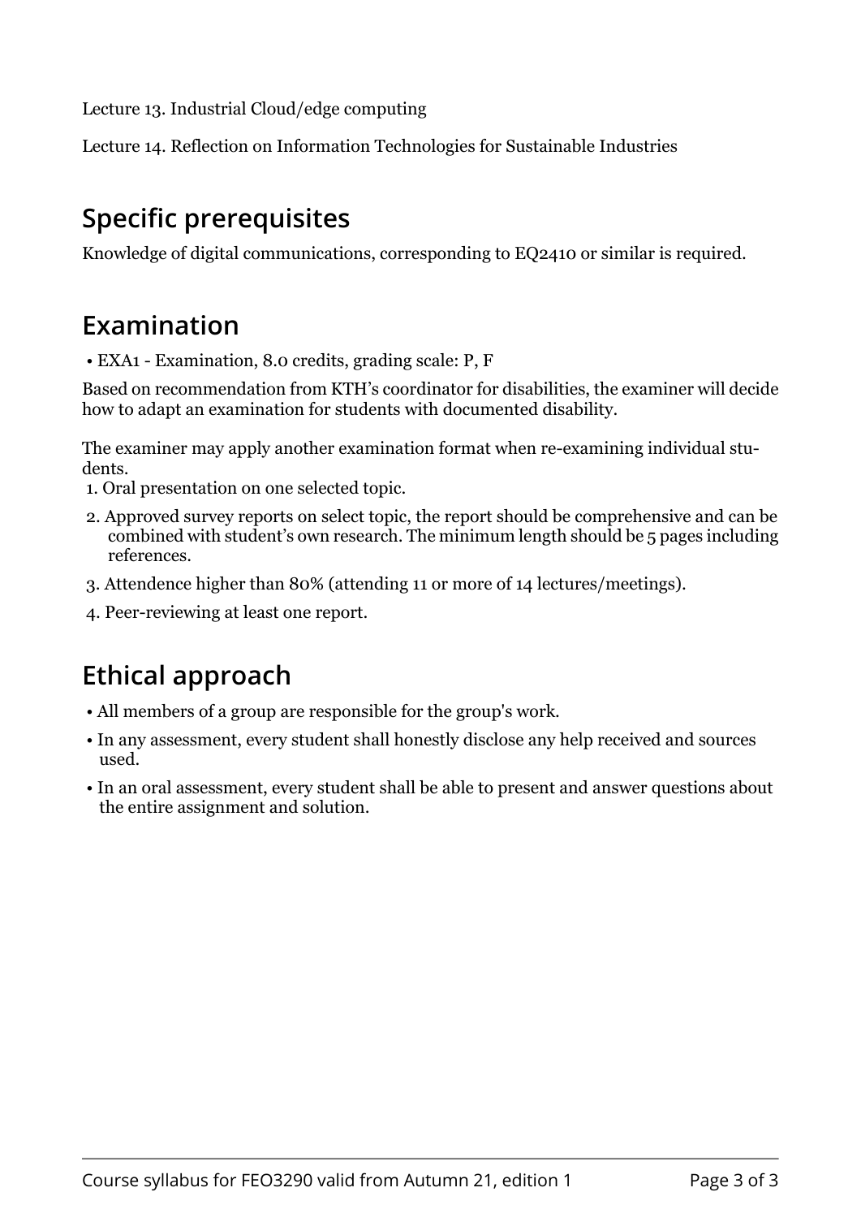Lecture 13. Industrial Cloud/edge computing

Lecture 14. Reflection on Information Technologies for Sustainable Industries

## Specific prerequisites

Knowledge of digital communications, corresponding to EQ2410 or similar is required.

## Examination

- EXA1 - Examination, 8.0 credits, grading scale: P, F

Based on recommendation from KTH's coordinator for disabilities, the examiner will decide how to adapt an examination for students with documented disability.

The examiner may apply another examination format when re-examining individual students.

1. Oral presentation on one selected topic.
2. Approved survey reports on select topic, the report should be comprehensive and can be combined with student's own research. The minimum length should be 5 pages including references.
3. Attendence higher than 80% (attending 11 or more of 14 lectures/meetings).
4. Peer-reviewing at least one report.

## Ethical approach

- All members of a group are responsible for the group's work.
- In any assessment, every student shall honestly disclose any help received and sources used.
- In an oral assessment, every student shall be able to present and answer questions about the entire assignment and solution.